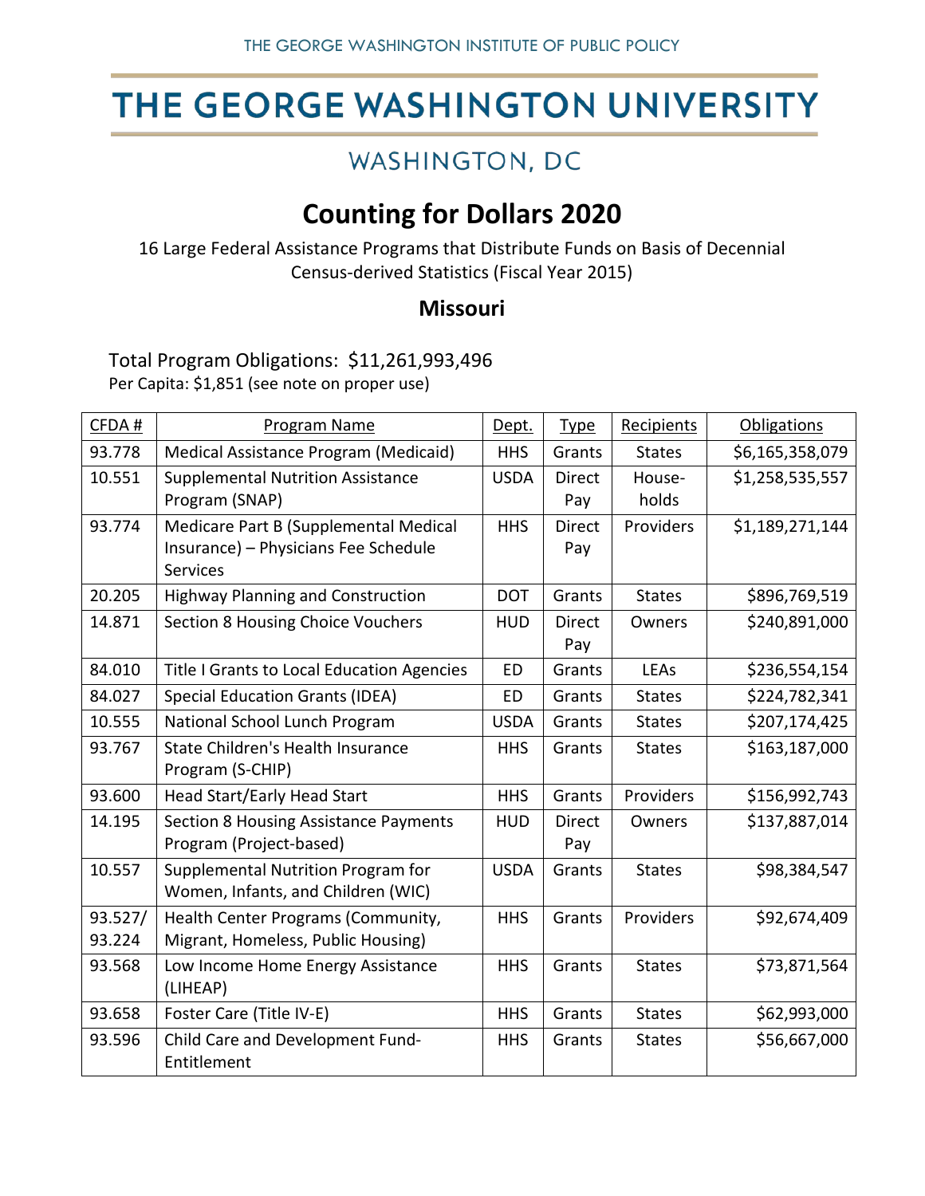THE GEORGE WASHINGTON INSTITUTE OF PUBLIC POLICY

# THE GEORGE WASHINGTON UNIVERSITY

WASHINGTON, DC

## Counting for Dollars 2020

16 Large Federal Assistance Programs that Distribute Funds on Basis of Decennial Census-derived Statistics (Fiscal Year 2015)

### Missouri

Total Program Obligations: $11,261,993,496
Per Capita: $1,851 (see note on proper use)

| CFDA # | Program Name | Dept. | Type | Recipients | Obligations |
|---|---|---|---|---|---|
| 93.778 | Medical Assistance Program (Medicaid) | HHS | Grants | States | $6,165,358,079 |
| 10.551 | Supplemental Nutrition Assistance Program (SNAP) | USDA | Direct Pay | House-holds | $1,258,535,557 |
| 93.774 | Medicare Part B (Supplemental Medical Insurance) – Physicians Fee Schedule Services | HHS | Direct Pay | Providers | $1,189,271,144 |
| 20.205 | Highway Planning and Construction | DOT | Grants | States | $896,769,519 |
| 14.871 | Section 8 Housing Choice Vouchers | HUD | Direct Pay | Owners | $240,891,000 |
| 84.010 | Title I Grants to Local Education Agencies | ED | Grants | LEAs | $236,554,154 |
| 84.027 | Special Education Grants (IDEA) | ED | Grants | States | $224,782,341 |
| 10.555 | National School Lunch Program | USDA | Grants | States | $207,174,425 |
| 93.767 | State Children's Health Insurance Program (S-CHIP) | HHS | Grants | States | $163,187,000 |
| 93.600 | Head Start/Early Head Start | HHS | Grants | Providers | $156,992,743 |
| 14.195 | Section 8 Housing Assistance Payments Program (Project-based) | HUD | Direct Pay | Owners | $137,887,014 |
| 10.557 | Supplemental Nutrition Program for Women, Infants, and Children (WIC) | USDA | Grants | States | $98,384,547 |
| 93.527/ 93.224 | Health Center Programs (Community, Migrant, Homeless, Public Housing) | HHS | Grants | Providers | $92,674,409 |
| 93.568 | Low Income Home Energy Assistance (LIHEAP) | HHS | Grants | States | $73,871,564 |
| 93.658 | Foster Care (Title IV-E) | HHS | Grants | States | $62,993,000 |
| 93.596 | Child Care and Development Fund-Entitlement | HHS | Grants | States | $56,667,000 |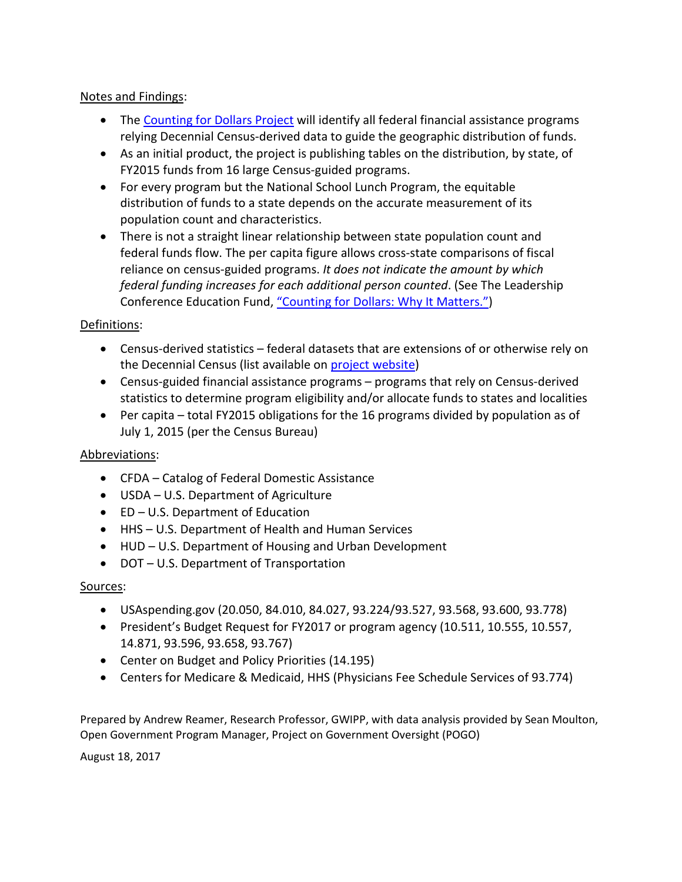Notes and Findings:

- The Counting for Dollars Project will identify all federal financial assistance programs relying Decennial Census-derived data to guide the geographic distribution of funds.
- As an initial product, the project is publishing tables on the distribution, by state, of FY2015 funds from 16 large Census-guided programs.
- For every program but the National School Lunch Program, the equitable distribution of funds to a state depends on the accurate measurement of its population count and characteristics.
- There is not a straight linear relationship between state population count and federal funds flow. The per capita figure allows cross-state comparisons of fiscal reliance on census-guided programs. *It does not indicate the amount by which federal funding increases for each additional person counted*. (See The Leadership Conference Education Fund, "Counting for Dollars: Why It Matters.")

Definitions:

- Census-derived statistics – federal datasets that are extensions of or otherwise rely on the Decennial Census (list available on project website)
- Census-guided financial assistance programs – programs that rely on Census-derived statistics to determine program eligibility and/or allocate funds to states and localities
- Per capita – total FY2015 obligations for the 16 programs divided by population as of July 1, 2015 (per the Census Bureau)

Abbreviations:

- CFDA – Catalog of Federal Domestic Assistance
- USDA – U.S. Department of Agriculture
- ED – U.S. Department of Education
- HHS – U.S. Department of Health and Human Services
- HUD – U.S. Department of Housing and Urban Development
- DOT – U.S. Department of Transportation

Sources:

- USAspending.gov (20.050, 84.010, 84.027, 93.224/93.527, 93.568, 93.600, 93.778)
- President's Budget Request for FY2017 or program agency (10.511, 10.555, 10.557, 14.871, 93.596, 93.658, 93.767)
- Center on Budget and Policy Priorities (14.195)
- Centers for Medicare & Medicaid, HHS (Physicians Fee Schedule Services of 93.774)

Prepared by Andrew Reamer, Research Professor, GWIPP, with data analysis provided by Sean Moulton, Open Government Program Manager, Project on Government Oversight (POGO)

August 18, 2017